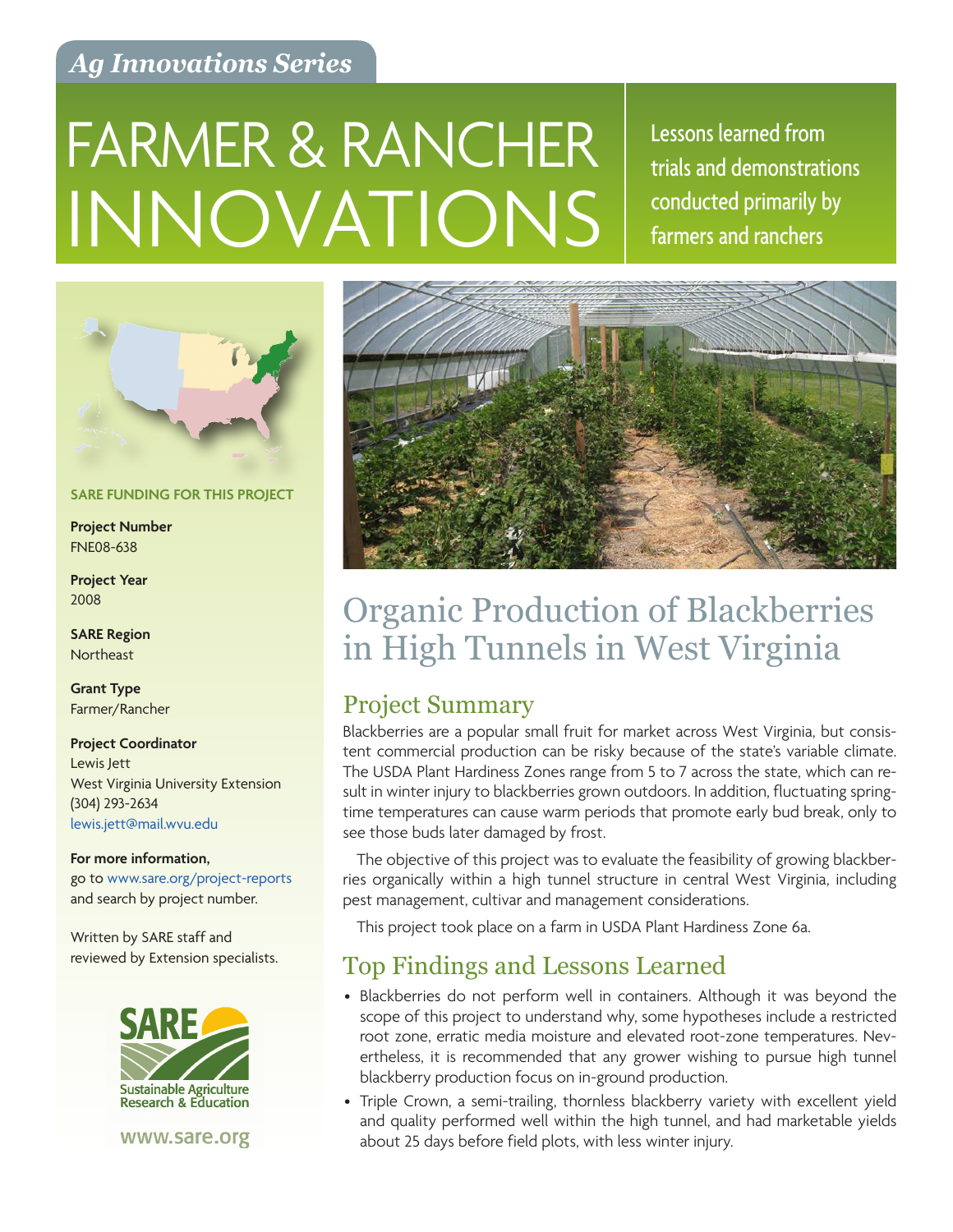*Ag Innovations Series*

# FARMER & RANCHER INNOVATIONS

Lessons learned from trials and demonstrations conducted primarily by farmers and ranchers

**SARE FUNDING FOR THIS PROJECT**

**Project Number**
FNE08-638

**Project Year**
2008

**SARE Region**
Northeast

**Grant Type**
Farmer/Rancher

**Project Coordinator**
Lewis Jett
West Virginia University Extension
(304) 293-2634
lewis.jett@mail.wvu.edu

**For more information,**
go to www.sare.org/project-reports and search by project number.

Written by SARE staff and reviewed by Extension specialists.

SARE Sustainable Agriculture Research & Education

www.sare.org

# Organic Production of Blackberries in High Tunnels in West Virginia

## Project Summary

Blackberries are a popular small fruit for market across West Virginia, but consistent commercial production can be risky because of the state's variable climate. The USDA Plant Hardiness Zones range from 5 to 7 across the state, which can result in winter injury to blackberries grown outdoors. In addition, fluctuating springtime temperatures can cause warm periods that promote early bud break, only to see those buds later damaged by frost.

The objective of this project was to evaluate the feasibility of growing blackberries organically within a high tunnel structure in central West Virginia, including pest management, cultivar and management considerations.

This project took place on a farm in USDA Plant Hardiness Zone 6a.

## Top Findings and Lessons Learned

- Blackberries do not perform well in containers. Although it was beyond the scope of this project to understand why, some hypotheses include a restricted root zone, erratic media moisture and elevated root-zone temperatures. Nevertheless, it is recommended that any grower wishing to pursue high tunnel blackberry production focus on in-ground production.
- Triple Crown, a semi-trailing, thornless blackberry variety with excellent yield and quality performed well within the high tunnel, and had marketable yields about 25 days before field plots, with less winter injury.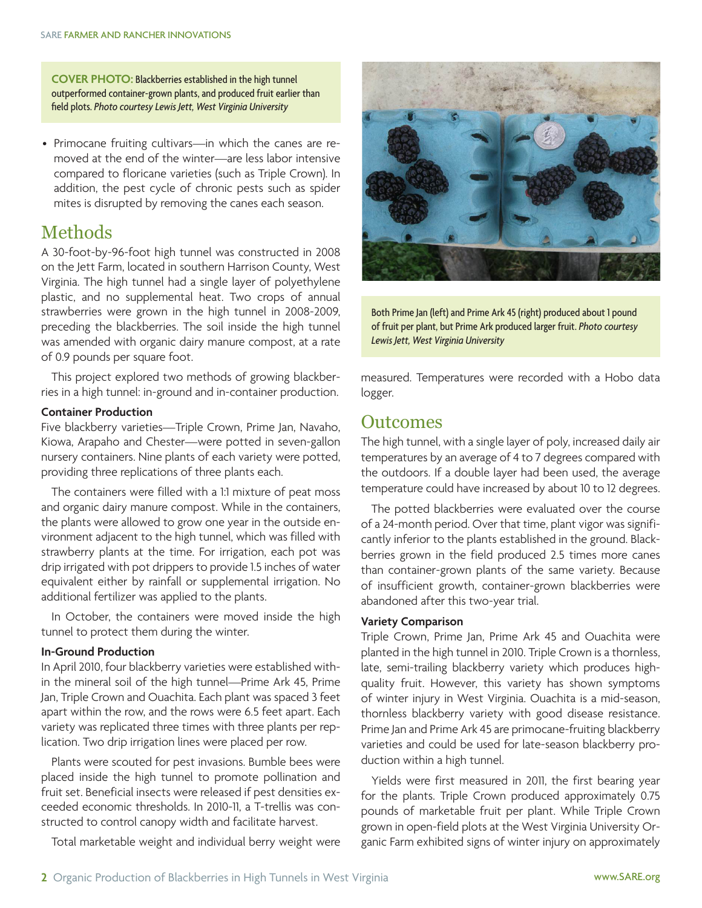**COVER PHOTO:** Blackberries established in the high tunnel outperformed container-grown plants, and produced fruit earlier than field plots. *Photo courtesy Lewis Jett, West Virginia University*

- Primocane fruiting cultivars—in which the canes are removed at the end of the winter—are less labor intensive compared to floricane varieties (such as Triple Crown). In addition, the pest cycle of chronic pests such as spider mites is disrupted by removing the canes each season.

## Methods

A 30-foot-by-96-foot high tunnel was constructed in 2008 on the Jett Farm, located in southern Harrison County, West Virginia. The high tunnel had a single layer of polyethylene plastic, and no supplemental heat. Two crops of annual strawberries were grown in the high tunnel in 2008-2009, preceding the blackberries. The soil inside the high tunnel was amended with organic dairy manure compost, at a rate of 0.9 pounds per square foot.

This project explored two methods of growing blackberries in a high tunnel: in-ground and in-container production.

### Container Production

Five blackberry varieties—Triple Crown, Prime Jan, Navaho, Kiowa, Arapaho and Chester—were potted in seven-gallon nursery containers. Nine plants of each variety were potted, providing three replications of three plants each.

The containers were filled with a 1:1 mixture of peat moss and organic dairy manure compost. While in the containers, the plants were allowed to grow one year in the outside environment adjacent to the high tunnel, which was filled with strawberry plants at the time. For irrigation, each pot was drip irrigated with pot drippers to provide 1.5 inches of water equivalent either by rainfall or supplemental irrigation. No additional fertilizer was applied to the plants.

In October, the containers were moved inside the high tunnel to protect them during the winter.

### In-Ground Production

In April 2010, four blackberry varieties were established within the mineral soil of the high tunnel—Prime Ark 45, Prime Jan, Triple Crown and Ouachita. Each plant was spaced 3 feet apart within the row, and the rows were 6.5 feet apart. Each variety was replicated three times with three plants per replication. Two drip irrigation lines were placed per row.

Plants were scouted for pest invasions. Bumble bees were placed inside the high tunnel to promote pollination and fruit set. Beneficial insects were released if pest densities exceeded economic thresholds. In 2010-11, a T-trellis was constructed to control canopy width and facilitate harvest.

Total marketable weight and individual berry weight were measured. Temperatures were recorded with a Hobo data logger.

Both Prime Jan (left) and Prime Ark 45 (right) produced about 1 pound of fruit per plant, but Prime Ark produced larger fruit. *Photo courtesy Lewis Jett, West Virginia University*

## Outcomes

The high tunnel, with a single layer of poly, increased daily air temperatures by an average of 4 to 7 degrees compared with the outdoors. If a double layer had been used, the average temperature could have increased by about 10 to 12 degrees.

The potted blackberries were evaluated over the course of a 24-month period. Over that time, plant vigor was significantly inferior to the plants established in the ground. Blackberries grown in the field produced 2.5 times more canes than container-grown plants of the same variety. Because of insufficient growth, container-grown blackberries were abandoned after this two-year trial.

### Variety Comparison

Triple Crown, Prime Jan, Prime Ark 45 and Ouachita were planted in the high tunnel in 2010. Triple Crown is a thornless, late, semi-trailing blackberry variety which produces high-quality fruit. However, this variety has shown symptoms of winter injury in West Virginia. Ouachita is a mid-season, thornless blackberry variety with good disease resistance. Prime Jan and Prime Ark 45 are primocane-fruiting blackberry varieties and could be used for late-season blackberry production within a high tunnel.

Yields were first measured in 2011, the first bearing year for the plants. Triple Crown produced approximately 0.75 pounds of marketable fruit per plant. While Triple Crown grown in open-field plots at the West Virginia University Organic Farm exhibited signs of winter injury on approximately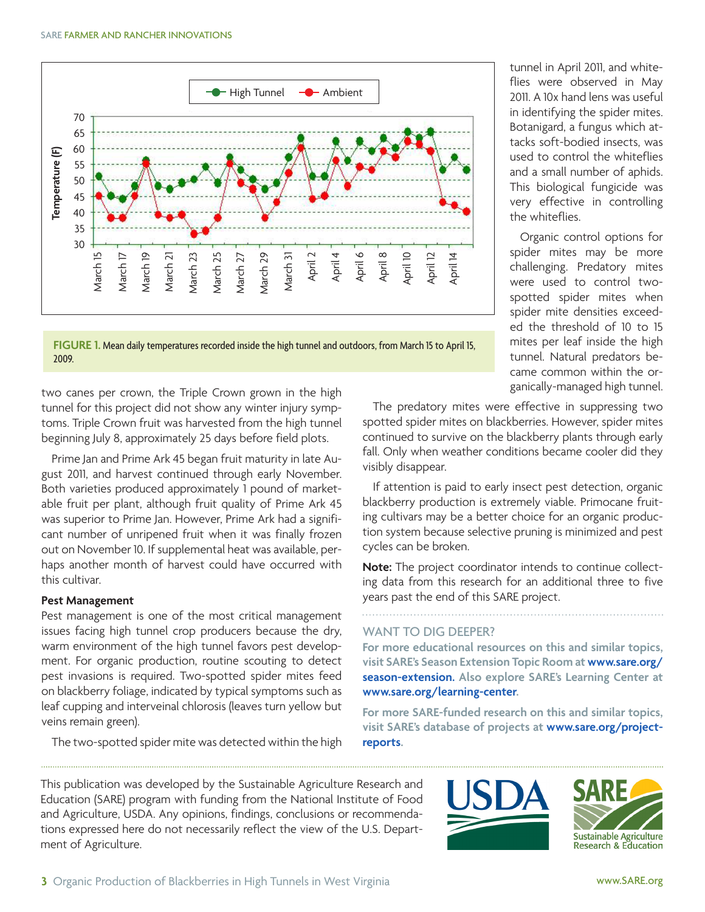High Tunnel
Ambient

Temperature (F)

70
65
60
55
50
45
40
35
30

March 15
March 17
March 19
March 21
March 23
March 25
March 27
March 29
March 31
April 2
April 4
April 6
April 8
April 10
April 12
April 14

**FIGURE 1.** Mean daily temperatures recorded inside the high tunnel and outdoors, from March 15 to April 15, 2009.

two canes per crown, the Triple Crown grown in the high tunnel for this project did not show any winter injury symptoms. Triple Crown fruit was harvested from the high tunnel beginning July 8, approximately 25 days before field plots.

Prime Jan and Prime Ark 45 began fruit maturity in late August 2011, and harvest continued through early November. Both varieties produced approximately 1 pound of marketable fruit per plant, although fruit quality of Prime Ark 45 was superior to Prime Jan. However, Prime Ark had a significant number of unripened fruit when it was finally frozen out on November 10. If supplemental heat was available, perhaps another month of harvest could have occurred with this cultivar.

**Pest Management**

Pest management is one of the most critical management issues facing high tunnel crop producers because the dry, warm environment of the high tunnel favors pest development. For organic production, routine scouting to detect pest invasions is required. Two-spotted spider mites feed on blackberry foliage, indicated by typical symptoms such as leaf cupping and interveinal chlorosis (leaves turn yellow but veins remain green).

The two-spotted spider mite was detected within the high tunnel in April 2011, and whiteflies were observed in May 2011. A 10x hand lens was useful in identifying the spider mites. Botanigard, a fungus which attacks soft-bodied insects, was used to control the whiteflies and a small number of aphids. This biological fungicide was very effective in controlling the whiteflies.

Organic control options for spider mites may be more challenging. Predatory mites were used to control two-spotted spider mites when spider mite densities exceeded the threshold of 10 to 15 mites per leaf inside the high tunnel. Natural predators became common within the organically-managed high tunnel.

The predatory mites were effective in suppressing two spotted spider mites on blackberries. However, spider mites continued to survive on the blackberry plants through early fall. Only when weather conditions became cooler did they visibly disappear.

If attention is paid to early insect pest detection, organic blackberry production is extremely viable. Primocane fruiting cultivars may be a better choice for an organic production system because selective pruning is minimized and pest cycles can be broken.

**Note:** The project coordinator intends to continue collecting data from this research for an additional three to five years past the end of this SARE project.

## WANT TO DIG DEEPER?

**For more educational resources on this and similar topics, visit SARE's Season Extension Topic Room at www.sare.org/season-extension. Also explore SARE's Learning Center at www.sare.org/learning-center.**

**For more SARE-funded research on this and similar topics, visit SARE's database of projects at www.sare.org/project-reports.**

This publication was developed by the Sustainable Agriculture Research and Education (SARE) program with funding from the National Institute of Food and Agriculture, USDA. Any opinions, findings, conclusions or recommendations expressed here do not necessarily reflect the view of the U.S. Department of Agriculture.